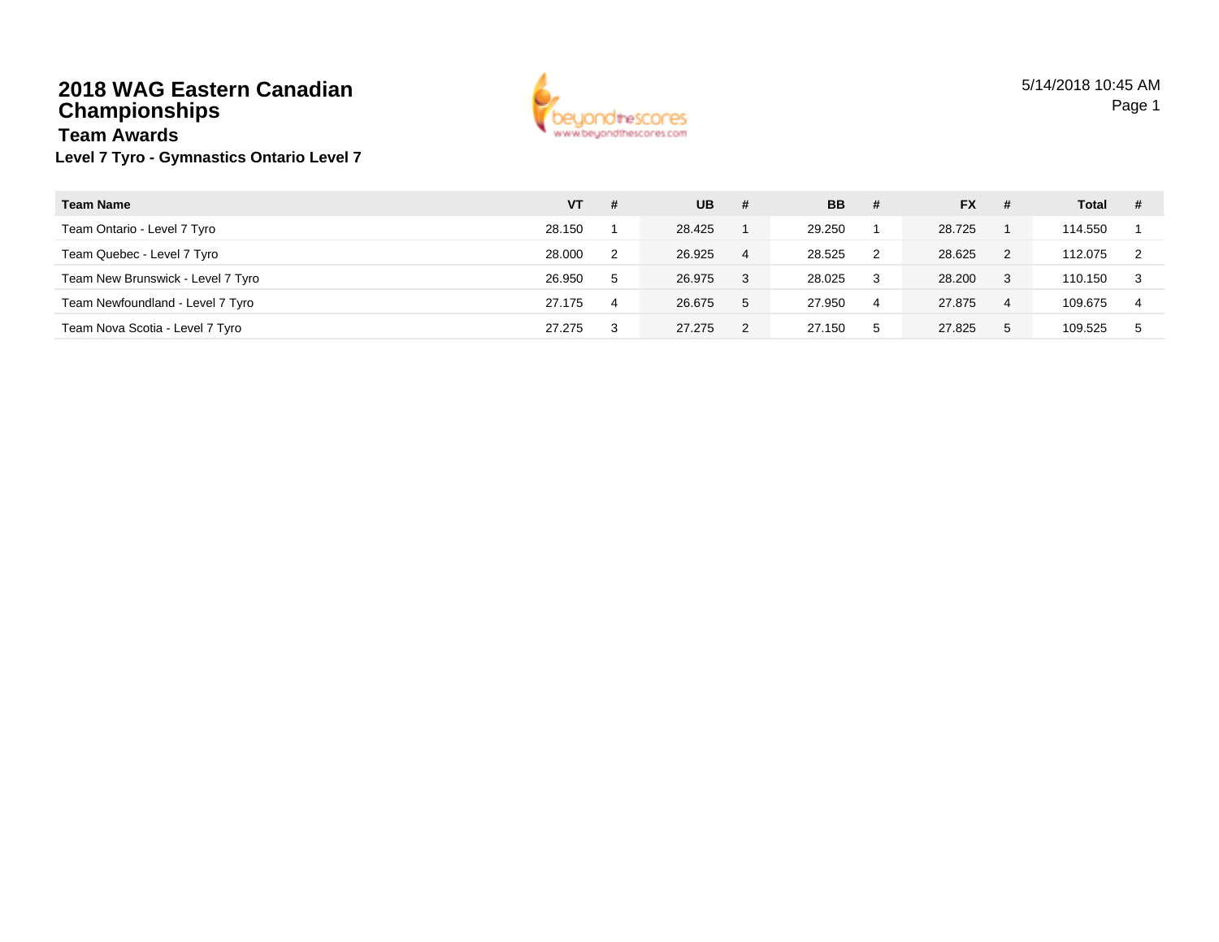# 2018 WAG Eastern Canadian Championships

## Team Awards

**Level 7 Tyro - Gymnastics Ontario Level 7**

| Team Name | VT | # | UB | # | BB | # | FX | # | Total | # |
|---|---|---|---|---|---|---|---|---|---|---|
| Team Ontario - Level 7 Tyro | 28.150 | 1 | 28.425 | 1 | 29.250 | 1 | 28.725 | 1 | 114.550 | 1 |
| Team Quebec - Level 7 Tyro | 28.000 | 2 | 26.925 | 4 | 28.525 | 2 | 28.625 | 2 | 112.075 | 2 |
| Team New Brunswick - Level 7 Tyro | 26.950 | 5 | 26.975 | 3 | 28.025 | 3 | 28.200 | 3 | 110.150 | 3 |
| Team Newfoundland - Level 7 Tyro | 27.175 | 4 | 26.675 | 5 | 27.950 | 4 | 27.875 | 4 | 109.675 | 4 |
| Team Nova Scotia - Level 7 Tyro | 27.275 | 3 | 27.275 | 2 | 27.150 | 5 | 27.825 | 5 | 109.525 | 5 |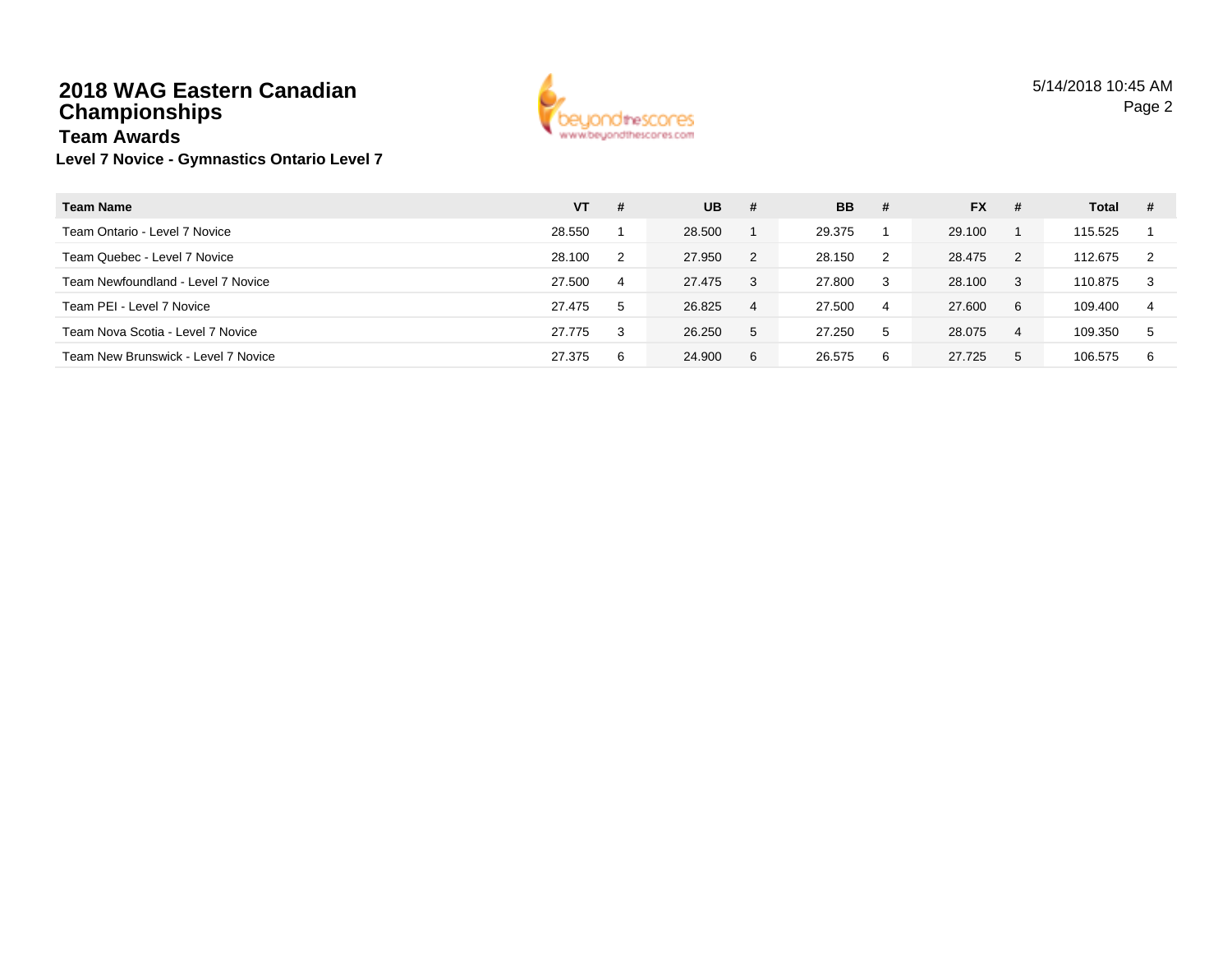# 2018 WAG Eastern Canadian Championships

## Team Awards

### Level 7 Novice - Gymnastics Ontario Level 7

| Team Name | VT | # | UB | # | BB | # | FX | # | Total | # |
|---|---|---|---|---|---|---|---|---|---|---|
| Team Ontario - Level 7 Novice | 28.550 | 1 | 28.500 | 1 | 29.375 | 1 | 29.100 | 1 | 115.525 | 1 |
| Team Quebec - Level 7 Novice | 28.100 | 2 | 27.950 | 2 | 28.150 | 2 | 28.475 | 2 | 112.675 | 2 |
| Team Newfoundland - Level 7 Novice | 27.500 | 4 | 27.475 | 3 | 27.800 | 3 | 28.100 | 3 | 110.875 | 3 |
| Team PEI - Level 7 Novice | 27.475 | 5 | 26.825 | 4 | 27.500 | 4 | 27.600 | 6 | 109.400 | 4 |
| Team Nova Scotia - Level 7 Novice | 27.775 | 3 | 26.250 | 5 | 27.250 | 5 | 28.075 | 4 | 109.350 | 5 |
| Team New Brunswick - Level 7 Novice | 27.375 | 6 | 24.900 | 6 | 26.575 | 6 | 27.725 | 5 | 106.575 | 6 |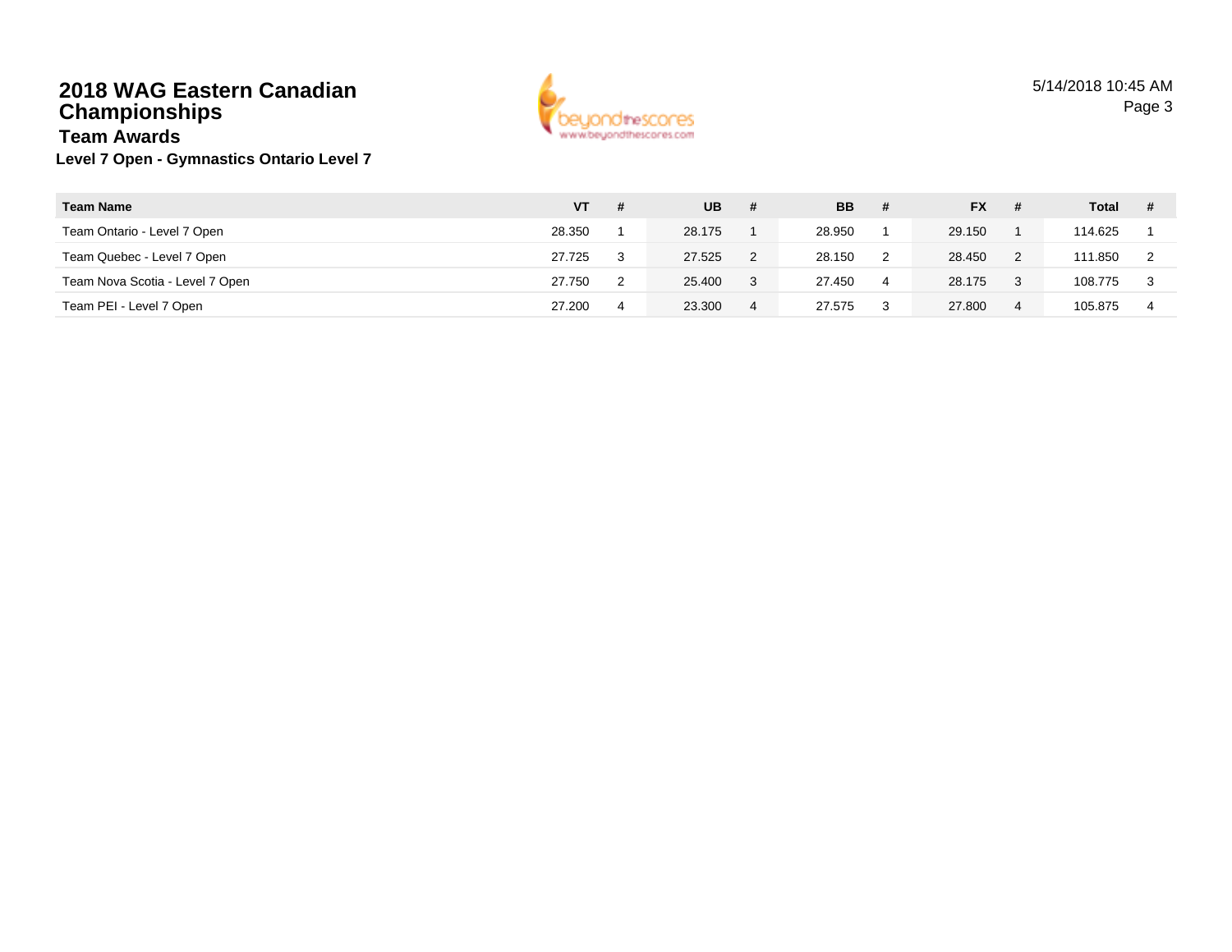# 2018 WAG Eastern Canadian Championships

## Team Awards

### Level 7 Open - Gymnastics Ontario Level 7

| Team Name | VT | # | UB | # | BB | # | FX | # | Total | # |
|---|---|---|---|---|---|---|---|---|---|---|
| Team Ontario - Level 7 Open | 28.350 | 1 | 28.175 | 1 | 28.950 | 1 | 29.150 | 1 | 114.625 | 1 |
| Team Quebec - Level 7 Open | 27.725 | 3 | 27.525 | 2 | 28.150 | 2 | 28.450 | 2 | 111.850 | 2 |
| Team Nova Scotia - Level 7 Open | 27.750 | 2 | 25.400 | 3 | 27.450 | 4 | 28.175 | 3 | 108.775 | 3 |
| Team PEI - Level 7 Open | 27.200 | 4 | 23.300 | 4 | 27.575 | 3 | 27.800 | 4 | 105.875 | 4 |